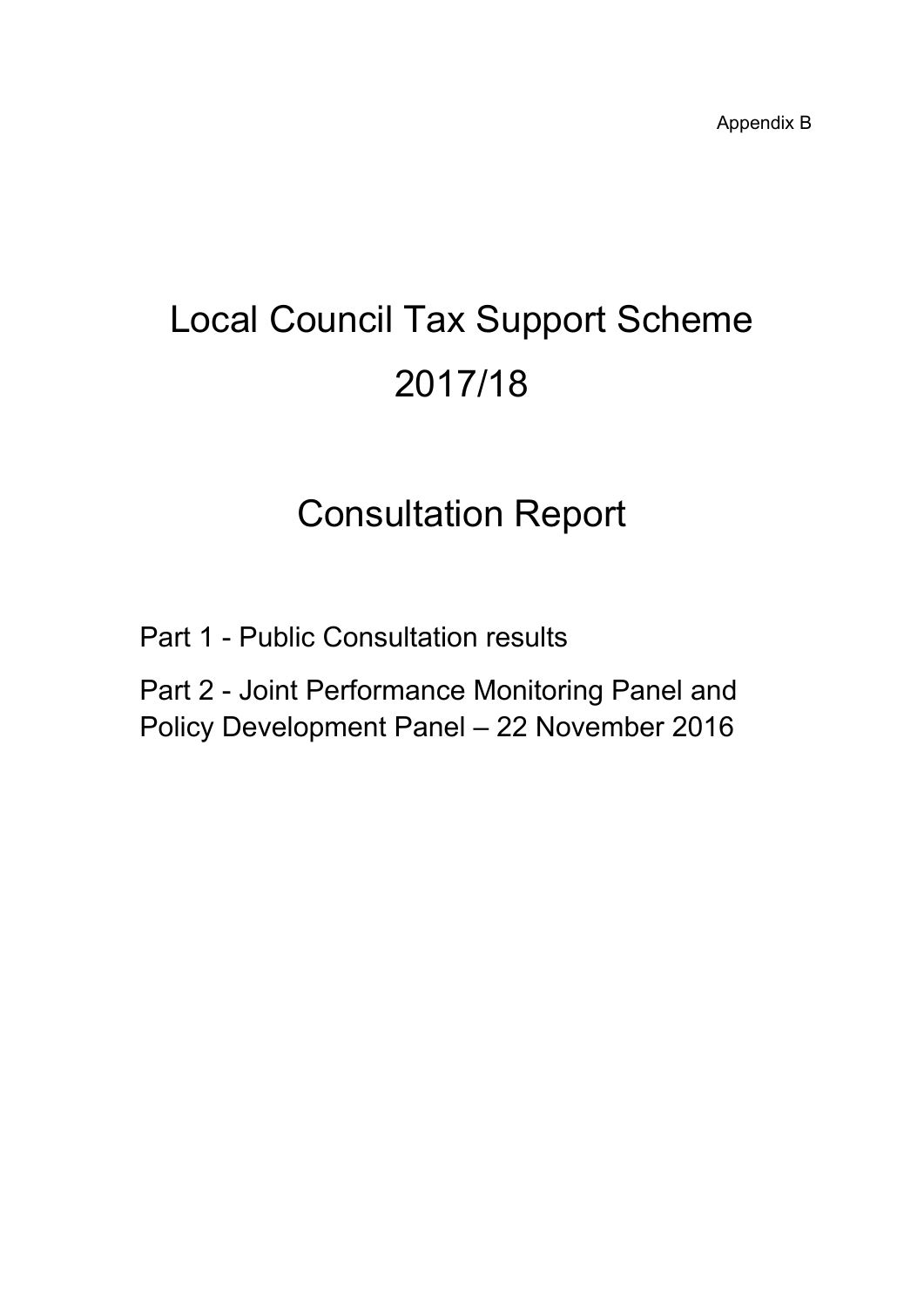Appendix B

# Local Council Tax Support Scheme 2017/18

# Consultation Report

Part 1 - Public Consultation results

Part 2 - Joint Performance Monitoring Panel and Policy Development Panel – 22 November 2016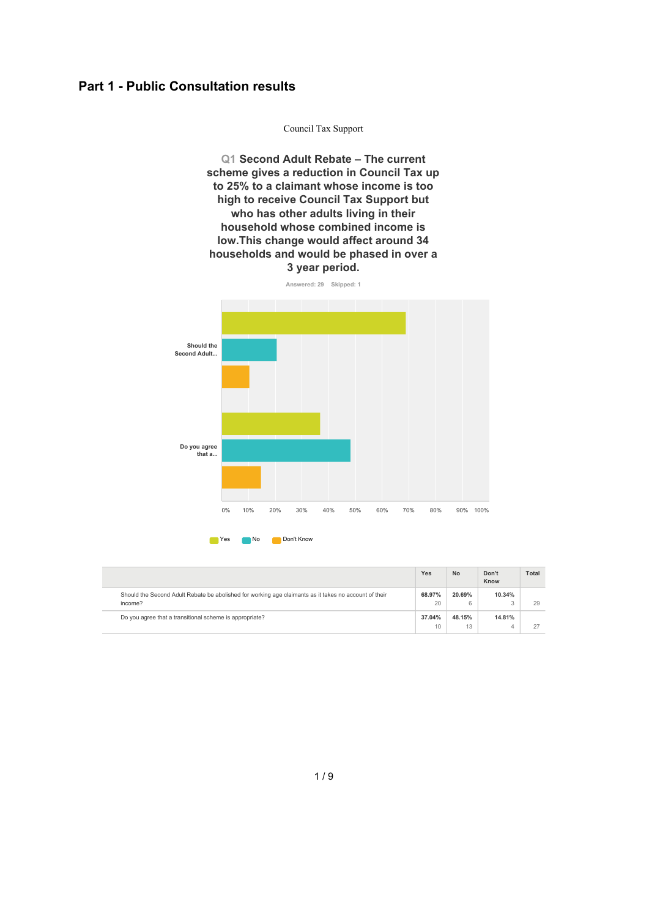# Part 1 - Public Consultation results

Council Tax Support

**Q1 Second Adult Rebate – The current scheme gives a reduction in Council Tax up to 25% to a claimant whose income is too high to receive Council Tax Support but who has other adults living in their household whose combined income is low.This change would affect around 34 households and would be phased in over a 3 year period.**

Answered: 29 Skipped: 1

| | Yes | No | Don't Know | Total |
|---|---|---|---|---|
| Should the Second Adult Rebate be abolished for working age claimants as it takes no account of their income? | 68.97% 20 | 20.69% 6 | 10.34% 3 | 29 |
| Do you agree that a transitional scheme is appropriate? | 37.04% 10 | 48.15% 13 | 14.81% 4 | 27 |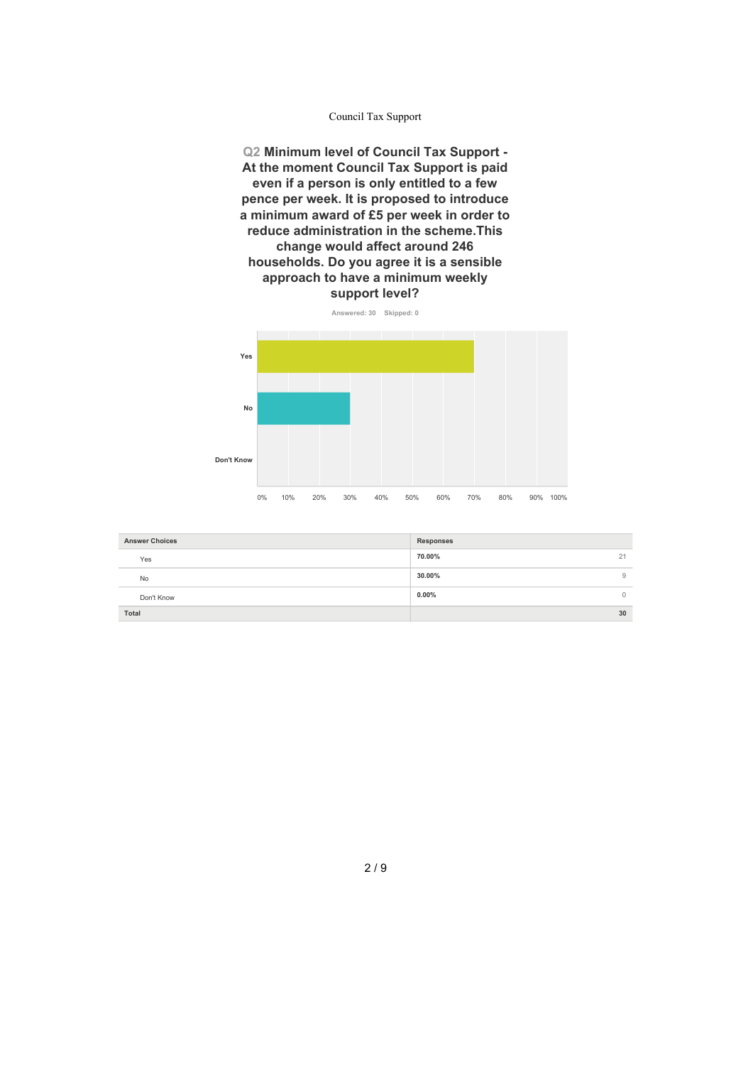Council Tax Support

## Q2 Minimum level of Council Tax Support - At the moment Council Tax Support is paid even if a person is only entitled to a few pence per week. It is proposed to introduce a minimum award of £5 per week in order to reduce administration in the scheme.This change would affect around 246 households. Do you agree it is a sensible approach to have a minimum weekly support level?

Answered: 30 Skipped: 0

| Answer Choices | Responses | |
|---|---|---|
| Yes | 70.00% | 21 |
| No | 30.00% | 9 |
| Don't Know | 0.00% | 0 |
| **Total** | | **30** |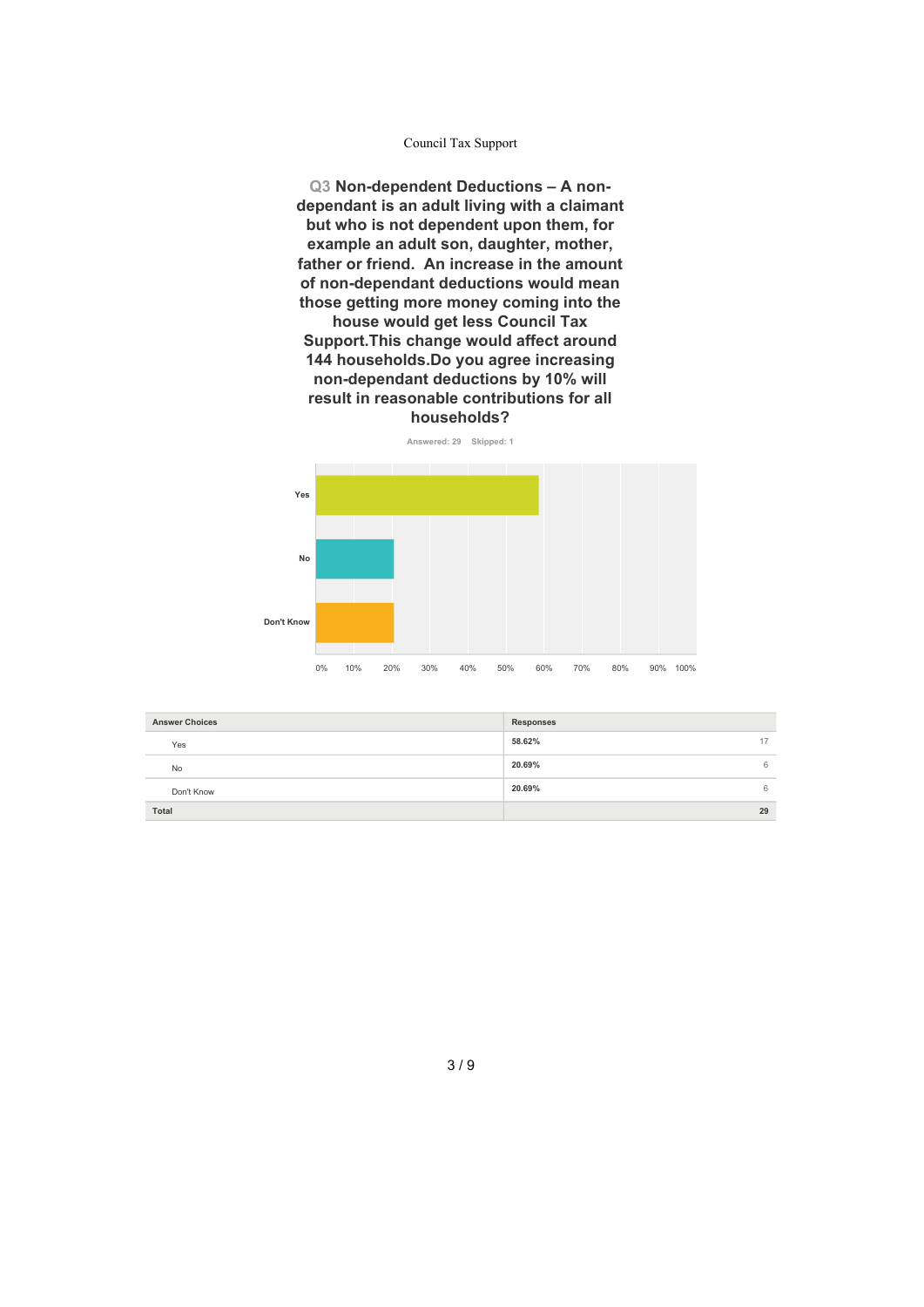## Q3 Non-dependent Deductions – A non-dependant is an adult living with a claimant but who is not dependent upon them, for example an adult son, daughter, mother, father or friend. An increase in the amount of non-dependant deductions would mean those getting more money coming into the house would get less Council Tax Support.This change would affect around 144 households.Do you agree increasing non-dependant deductions by 10% will result in reasonable contributions for all households?

Answered: 29 Skipped: 1

| Answer Choices | Responses | |
|---|---|---|
| Yes | 58.62% | 17 |
| No | 20.69% | 6 |
| Don't Know | 20.69% | 6 |
| **Total** | | **29** |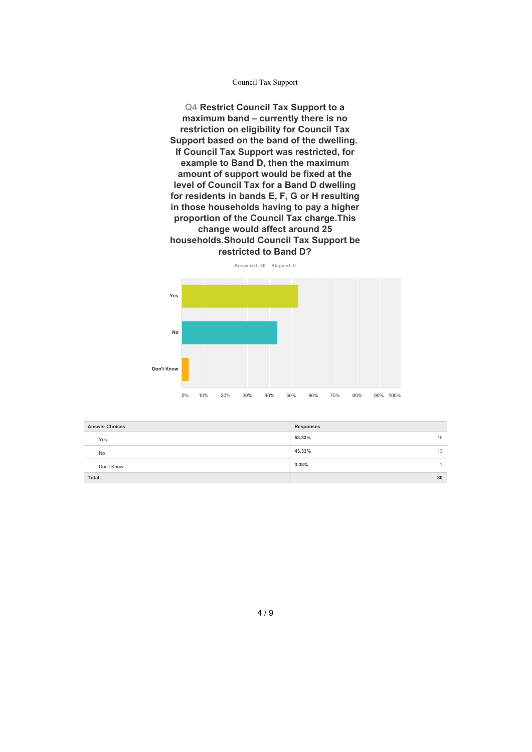Council Tax Support

## Q4 Restrict Council Tax Support to a maximum band – currently there is no restriction on eligibility for Council Tax Support based on the band of the dwelling. If Council Tax Support was restricted, for example to Band D, then the maximum amount of support would be fixed at the level of Council Tax for a Band D dwelling for residents in bands E, F, G or H resulting in those households having to pay a higher proportion of the Council Tax charge.This change would affect around 25 households.Should Council Tax Support be restricted to Band D?

Answered: 30 Skipped: 0

| Answer Choices | Responses | |
|---|---|---|
| Yes | 53.33% | 16 |
| No | 43.33% | 13 |
| Don't Know | 3.33% | 1 |
| **Total** | | **30** |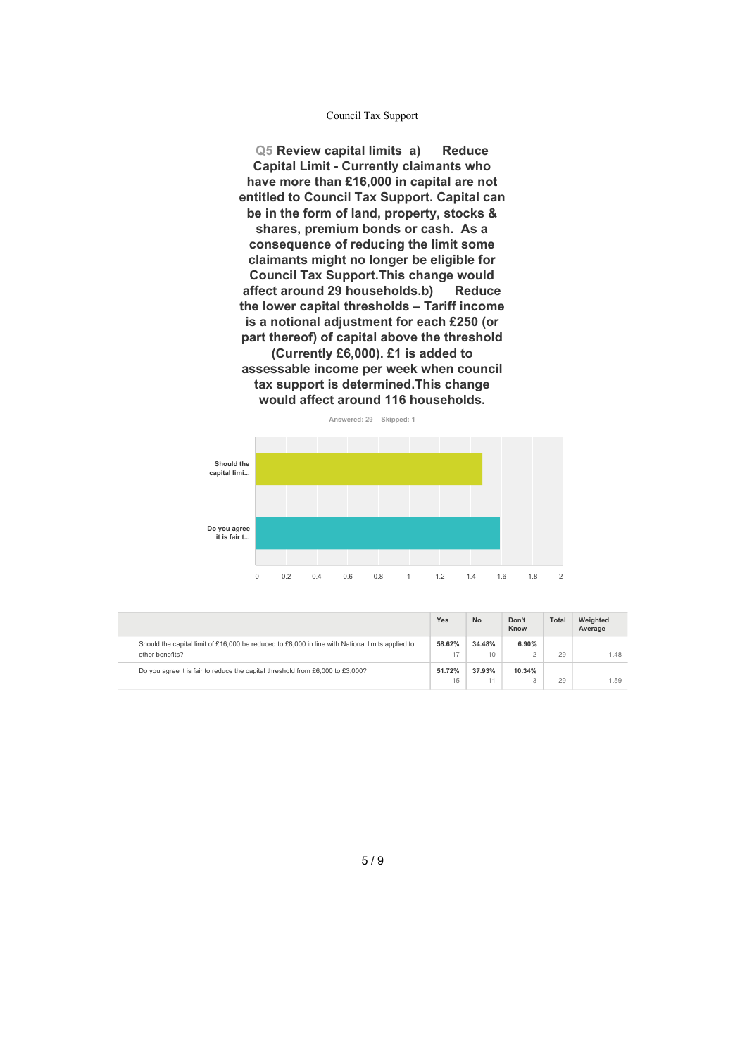Council Tax Support

## Q5 Review capital limits a) Reduce Capital Limit - Currently claimants who have more than £16,000 in capital are not entitled to Council Tax Support. Capital can be in the form of land, property, stocks & shares, premium bonds or cash. As a consequence of reducing the limit some claimants might no longer be eligible for Council Tax Support.This change would affect around 29 households.b) Reduce the lower capital thresholds – Tariff income is a notional adjustment for each £250 (or part thereof) of capital above the threshold (Currently £6,000). £1 is added to assessable income per week when council tax support is determined.This change would affect around 116 households.

Answered: 29 Skipped: 1

| | Yes | No | Don't Know | Total | Weighted Average |
|---|---|---|---|---|---|
| Should the capital limit of £16,000 be reduced to £8,000 in line with National limits applied to other benefits? | 58.62% 17 | 34.48% 10 | 6.90% 2 | 29 | 1.48 |
| Do you agree it is fair to reduce the capital threshold from £6,000 to £3,000? | 51.72% 15 | 37.93% 11 | 10.34% 3 | 29 | 1.59 |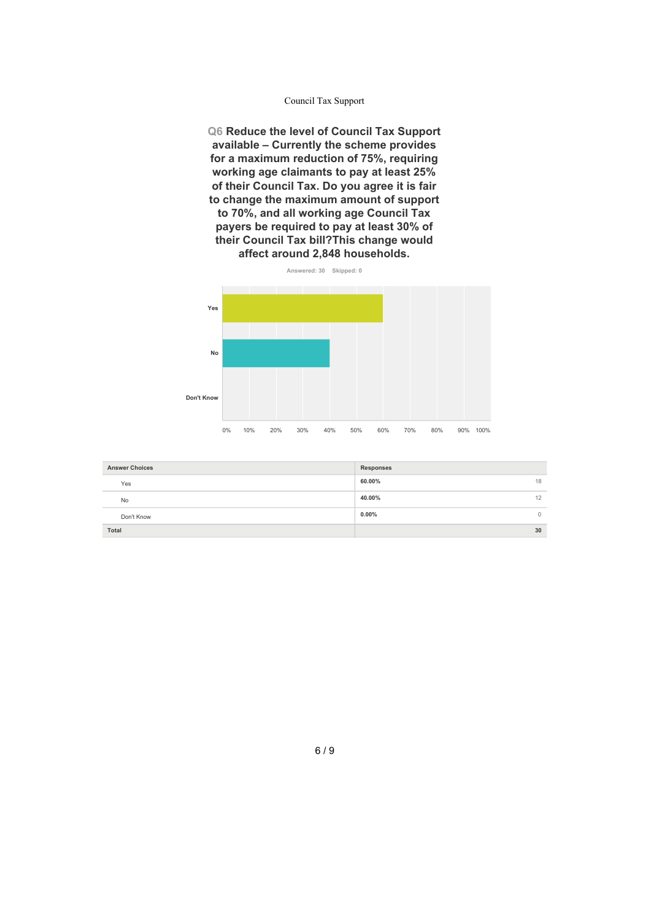Council Tax Support

## Q6 Reduce the level of Council Tax Support available – Currently the scheme provides for a maximum reduction of 75%, requiring working age claimants to pay at least 25% of their Council Tax. Do you agree it is fair to change the maximum amount of support to 70%, and all working age Council Tax payers be required to pay at least 30% of their Council Tax bill?This change would affect around 2,848 households.

Answered: 30 Skipped: 0

| Answer Choices | Responses | |
|---|---|---|
| Yes | 60.00% | 18 |
| No | 40.00% | 12 |
| Don't Know | 0.00% | 0 |
| **Total** | | **30** |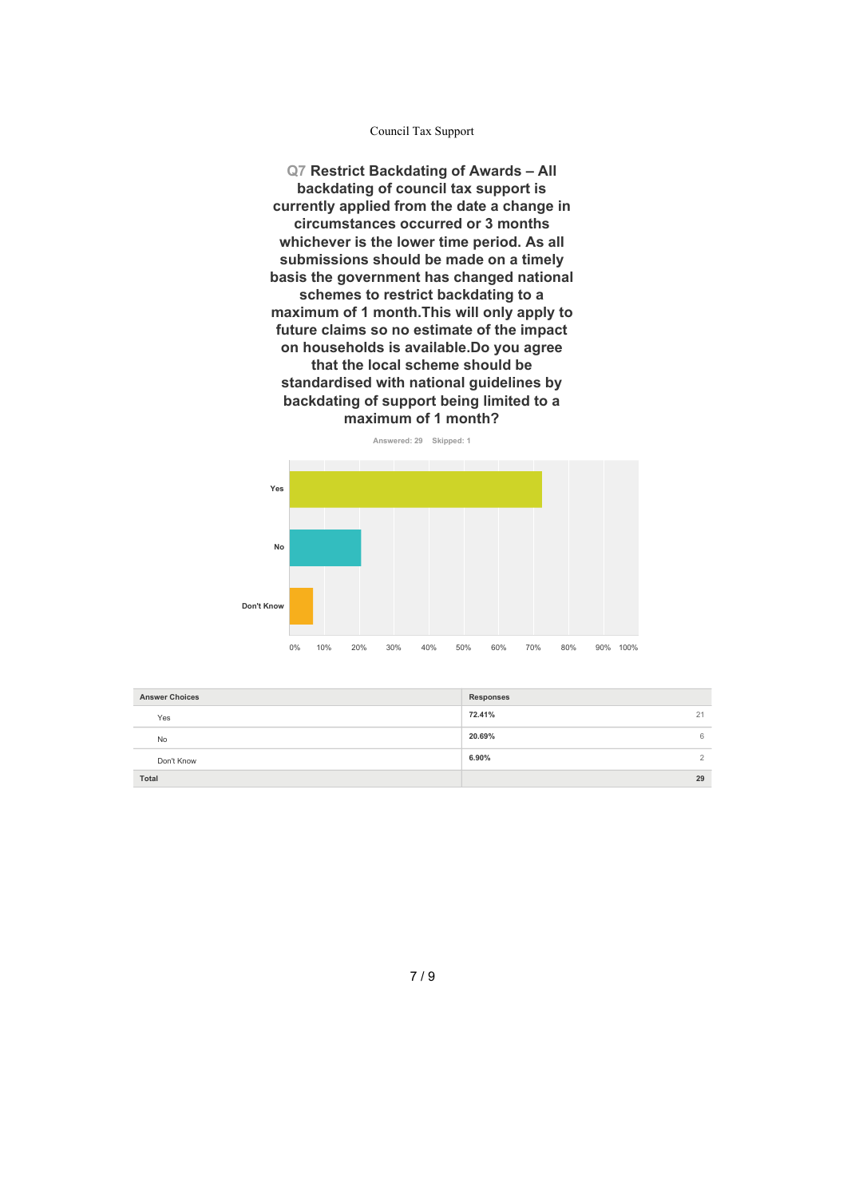## Q7 Restrict Backdating of Awards – All backdating of council tax support is currently applied from the date a change in circumstances occurred or 3 months whichever is the lower time period. As all submissions should be made on a timely basis the government has changed national schemes to restrict backdating to a maximum of 1 month.This will only apply to future claims so no estimate of the impact on households is available.Do you agree that the local scheme should be standardised with national guidelines by backdating of support being limited to a maximum of 1 month?

Answered: 29 Skipped: 1

| Answer Choices | Responses | |
|---|---|---|
| Yes | 72.41% | 21 |
| No | 20.69% | 6 |
| Don't Know | 6.90% | 2 |
| **Total** | | **29** |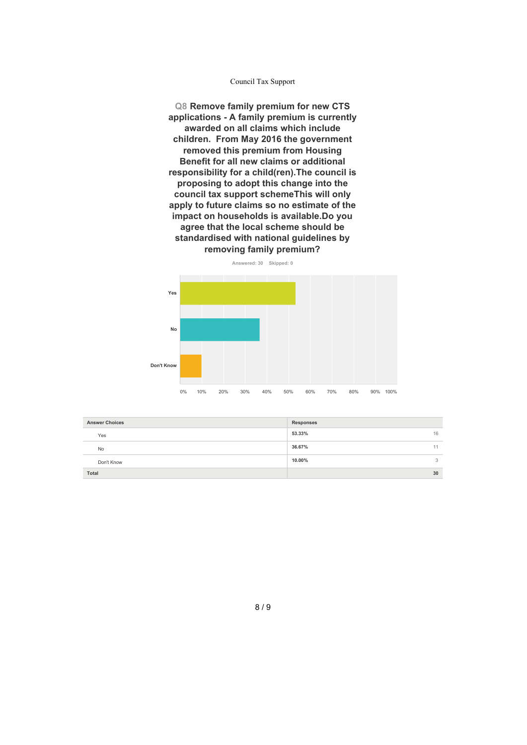# Council Tax Support

## Q8 Remove family premium for new CTS applications - A family premium is currently awarded on all claims which include children.  From May 2016 the government removed this premium from Housing Benefit for all new claims or additional responsibility for a child(ren).The council is proposing to adopt this change into the council tax support schemeThis will only apply to future claims so no estimate of the impact on households is available.Do you agree that the local scheme should be standardised with national guidelines by removing family premium?

Answered: 30    Skipped: 0

| Answer Choices | Responses | |
|---|---|---|
| Yes | 53.33% | 16 |
| No | 36.67% | 11 |
| Don't Know | 10.00% | 3 |
| Total | | 30 |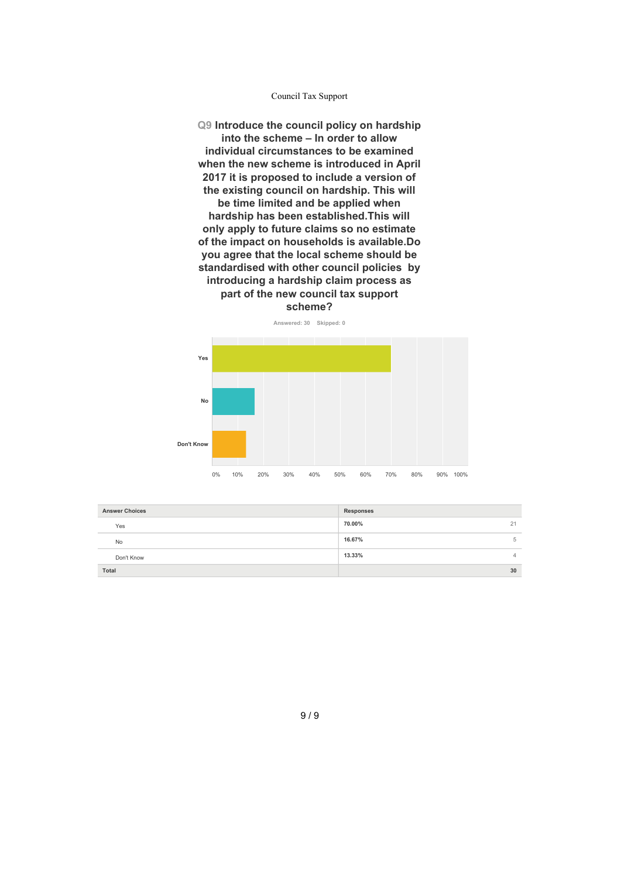## Q9 Introduce the council policy on hardship into the scheme – In order to allow individual circumstances to be examined when the new scheme is introduced in April 2017 it is proposed to include a version of the existing council on hardship. This will be time limited and be applied when hardship has been established.This will only apply to future claims so no estimate of the impact on households is available.Do you agree that the local scheme should be standardised with other council policies by introducing a hardship claim process as part of the new council tax support scheme?

Answered: 30    Skipped: 0

| Answer Choices | Responses | |
|---|---|---|
| Yes | 70.00% | 21 |
| No | 16.67% | 5 |
| Don't Know | 13.33% | 4 |
| **Total** | | **30** |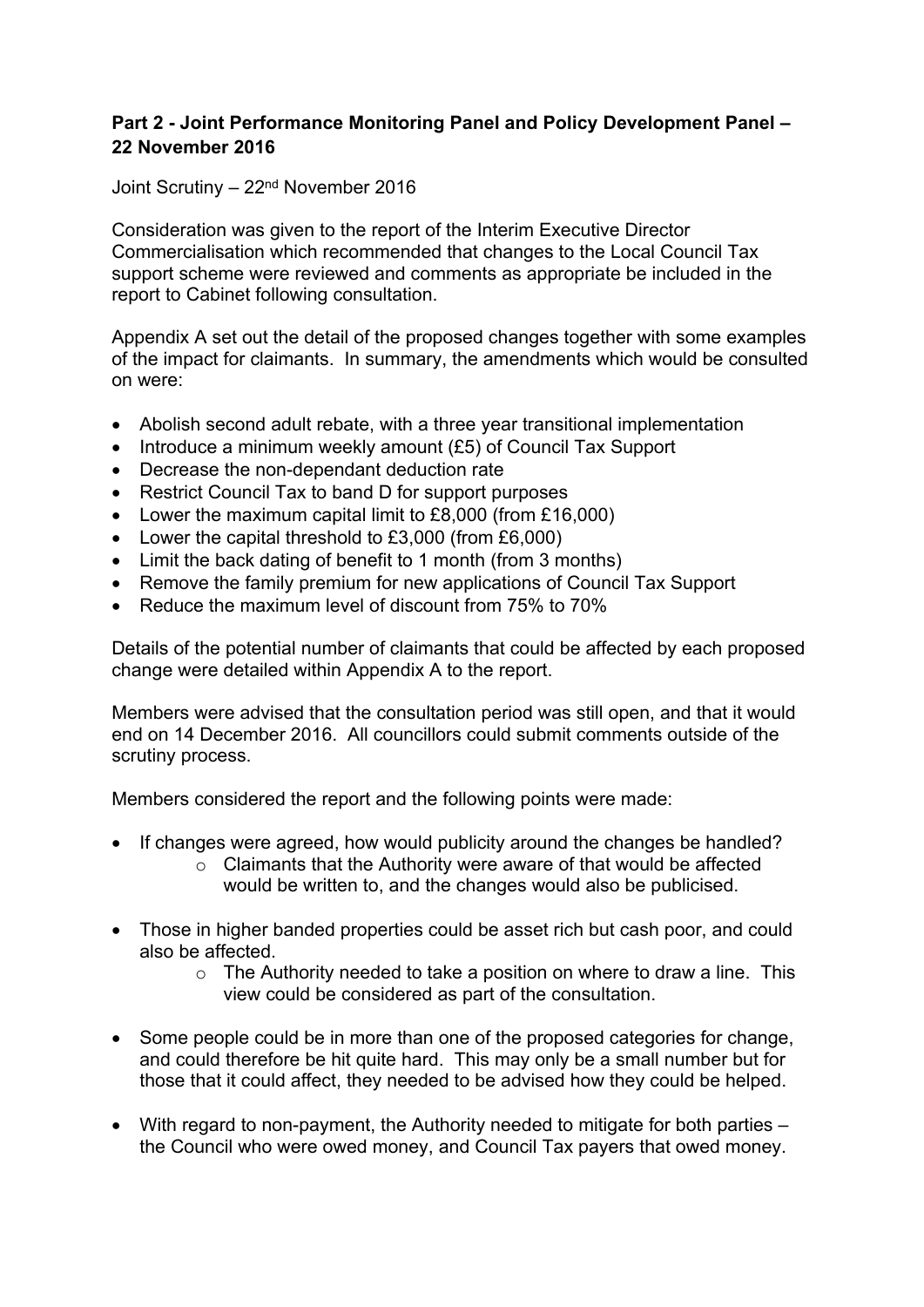**Part 2 - Joint Performance Monitoring Panel and Policy Development Panel – 22 November 2016**

Joint Scrutiny – 22nd November 2016

Consideration was given to the report of the Interim Executive Director Commercialisation which recommended that changes to the Local Council Tax support scheme were reviewed and comments as appropriate be included in the report to Cabinet following consultation.

Appendix A set out the detail of the proposed changes together with some examples of the impact for claimants. In summary, the amendments which would be consulted on were:

- Abolish second adult rebate, with a three year transitional implementation
- Introduce a minimum weekly amount (£5) of Council Tax Support
- Decrease the non-dependant deduction rate
- Restrict Council Tax to band D for support purposes
- Lower the maximum capital limit to £8,000 (from £16,000)
- Lower the capital threshold to £3,000 (from £6,000)
- Limit the back dating of benefit to 1 month (from 3 months)
- Remove the family premium for new applications of Council Tax Support
- Reduce the maximum level of discount from 75% to 70%

Details of the potential number of claimants that could be affected by each proposed change were detailed within Appendix A to the report.

Members were advised that the consultation period was still open, and that it would end on 14 December 2016. All councillors could submit comments outside of the scrutiny process.

Members considered the report and the following points were made:

- If changes were agreed, how would publicity around the changes be handled?
    - Claimants that the Authority were aware of that would be affected would be written to, and the changes would also be publicised.
- Those in higher banded properties could be asset rich but cash poor, and could also be affected.
    - The Authority needed to take a position on where to draw a line. This view could be considered as part of the consultation.
- Some people could be in more than one of the proposed categories for change, and could therefore be hit quite hard. This may only be a small number but for those that it could affect, they needed to be advised how they could be helped.
- With regard to non-payment, the Authority needed to mitigate for both parties – the Council who were owed money, and Council Tax payers that owed money.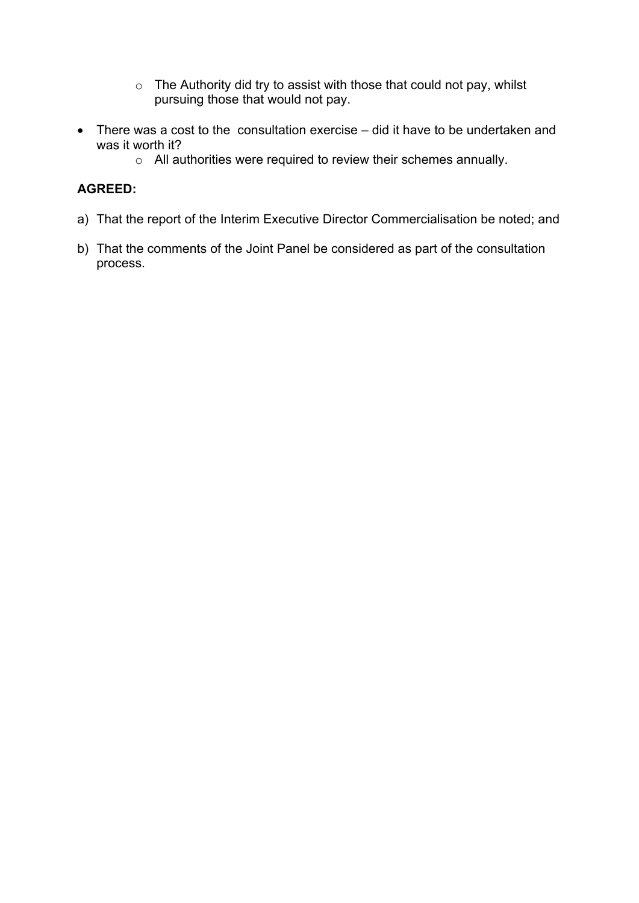- The Authority did try to assist with those that could not pay, whilst pursuing those that would not pay.

- There was a cost to the consultation exercise – did it have to be undertaken and was it worth it?
    - All authorities were required to review their schemes annually.

**AGREED:**

a) That the report of the Interim Executive Director Commercialisation be noted; and

b) That the comments of the Joint Panel be considered as part of the consultation process.